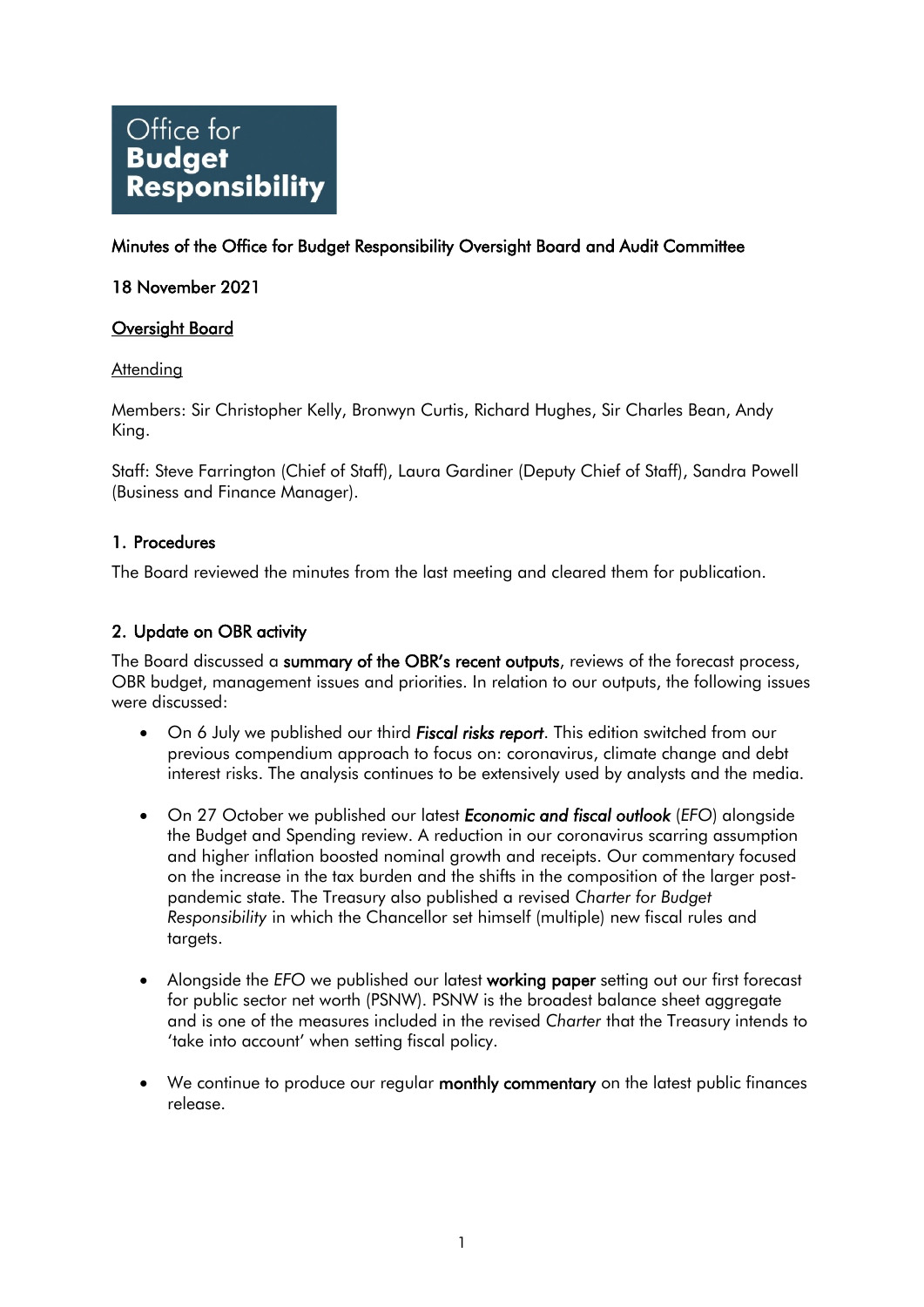Office for **Budget Responsibility**

## Minutes of the Office for Budget Responsibility Oversight Board and Audit Committee

18 November 2021

### Oversight Board

Attending

Members: Sir Christopher Kelly, Bronwyn Curtis, Richard Hughes, Sir Charles Bean, Andy King.

Staff: Steve Farrington (Chief of Staff), Laura Gardiner (Deputy Chief of Staff), Sandra Powell (Business and Finance Manager).

### 1. Procedures

The Board reviewed the minutes from the last meeting and cleared them for publication.

### 2. Update on OBR activity

The Board discussed a **summary of the OBR's recent outputs**, reviews of the forecast process, OBR budget, management issues and priorities. In relation to our outputs, the following issues were discussed:

- On 6 July we published our third ***Fiscal risks report***. This edition switched from our previous compendium approach to focus on: coronavirus, climate change and debt interest risks. The analysis continues to be extensively used by analysts and the media.
- On 27 October we published our latest ***Economic and fiscal outlook*** (*EFO*) alongside the Budget and Spending review. A reduction in our coronavirus scarring assumption and higher inflation boosted nominal growth and receipts. Our commentary focused on the increase in the tax burden and the shifts in the composition of the larger post-pandemic state. The Treasury also published a revised *Charter for Budget Responsibility* in which the Chancellor set himself (multiple) new fiscal rules and targets.
- Alongside the *EFO* we published our latest **working paper** setting out our first forecast for public sector net worth (PSNW). PSNW is the broadest balance sheet aggregate and is one of the measures included in the revised *Charter* that the Treasury intends to 'take into account' when setting fiscal policy.
- We continue to produce our regular **monthly commentary** on the latest public finances release.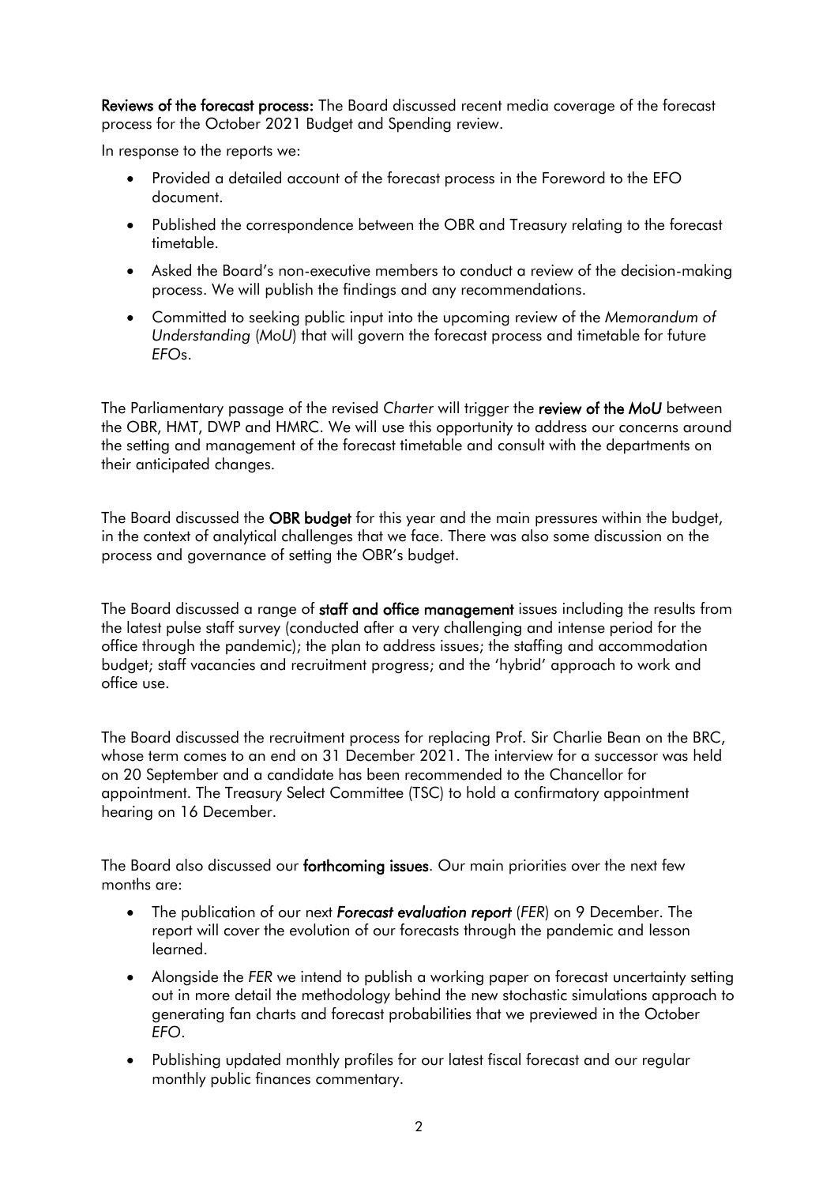**Reviews of the forecast process:** The Board discussed recent media coverage of the forecast process for the October 2021 Budget and Spending review.

In response to the reports we:

- Provided a detailed account of the forecast process in the Foreword to the EFO document.
- Published the correspondence between the OBR and Treasury relating to the forecast timetable.
- Asked the Board's non-executive members to conduct a review of the decision-making process. We will publish the findings and any recommendations.
- Committed to seeking public input into the upcoming review of the *Memorandum of Understanding* (*MoU*) that will govern the forecast process and timetable for future *EFO*s.

The Parliamentary passage of the revised *Charter* will trigger the **review of the *MoU*** between the OBR, HMT, DWP and HMRC. We will use this opportunity to address our concerns around the setting and management of the forecast timetable and consult with the departments on their anticipated changes.

The Board discussed the **OBR budget** for this year and the main pressures within the budget, in the context of analytical challenges that we face. There was also some discussion on the process and governance of setting the OBR's budget.

The Board discussed a range of **staff and office management** issues including the results from the latest pulse staff survey (conducted after a very challenging and intense period for the office through the pandemic); the plan to address issues; the staffing and accommodation budget; staff vacancies and recruitment progress; and the 'hybrid' approach to work and office use.

The Board discussed the recruitment process for replacing Prof. Sir Charlie Bean on the BRC, whose term comes to an end on 31 December 2021. The interview for a successor was held on 20 September and a candidate has been recommended to the Chancellor for appointment. The Treasury Select Committee (TSC) to hold a confirmatory appointment hearing on 16 December.

The Board also discussed our **forthcoming issues**. Our main priorities over the next few months are:

- The publication of our next ***Forecast evaluation report*** (*FER*) on 9 December. The report will cover the evolution of our forecasts through the pandemic and lesson learned.
- Alongside the *FER* we intend to publish a working paper on forecast uncertainty setting out in more detail the methodology behind the new stochastic simulations approach to generating fan charts and forecast probabilities that we previewed in the October *EFO*.
- Publishing updated monthly profiles for our latest fiscal forecast and our regular monthly public finances commentary.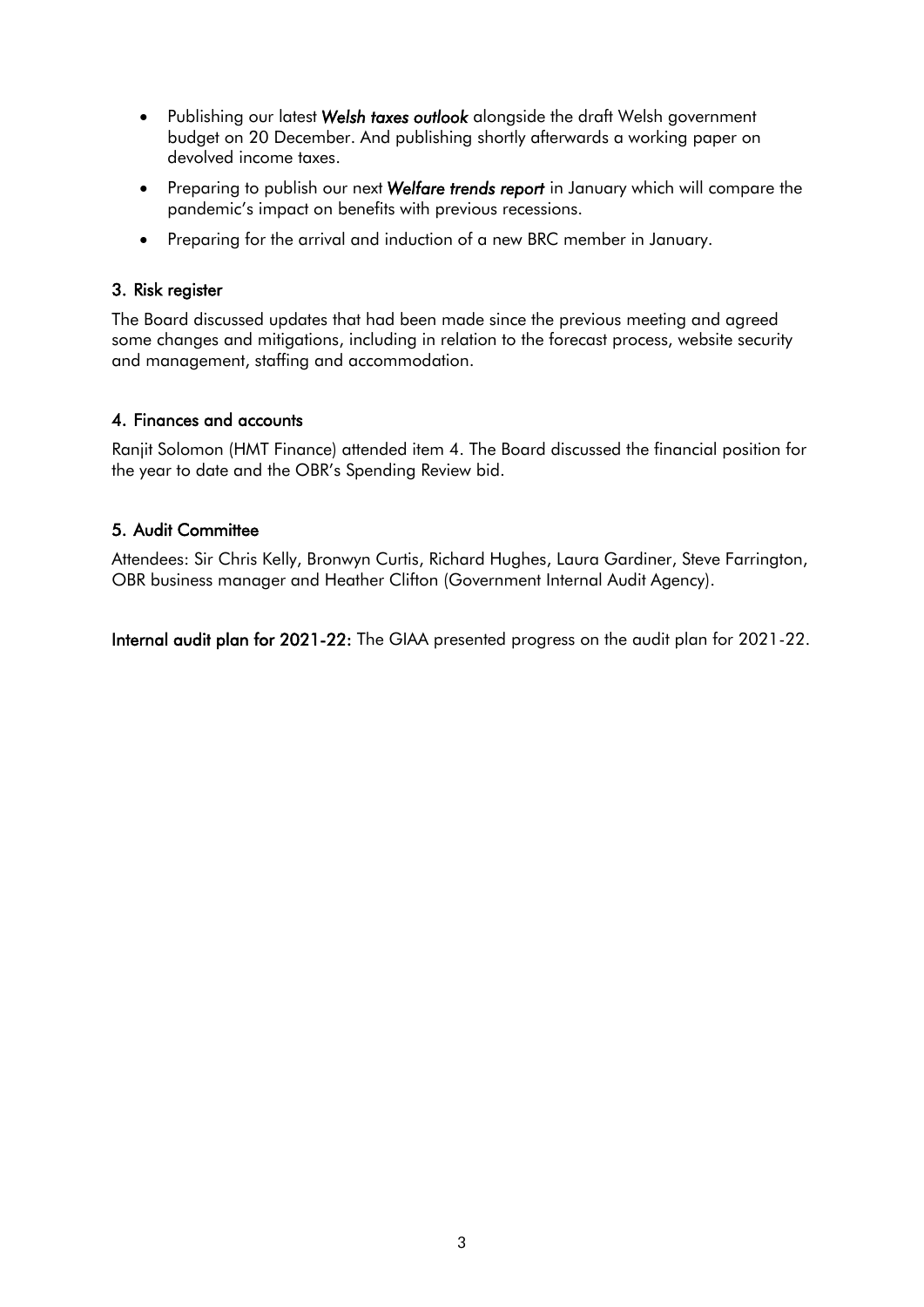- Publishing our latest ***Welsh taxes outlook*** alongside the draft Welsh government budget on 20 December. And publishing shortly afterwards a working paper on devolved income taxes.
- Preparing to publish our next ***Welfare trends report*** in January which will compare the pandemic's impact on benefits with previous recessions.
- Preparing for the arrival and induction of a new BRC member in January.

## 3. Risk register

The Board discussed updates that had been made since the previous meeting and agreed some changes and mitigations, including in relation to the forecast process, website security and management, staffing and accommodation.

## 4. Finances and accounts

Ranjit Solomon (HMT Finance) attended item 4. The Board discussed the financial position for the year to date and the OBR's Spending Review bid.

## 5. Audit Committee

Attendees: Sir Chris Kelly, Bronwyn Curtis, Richard Hughes, Laura Gardiner, Steve Farrington, OBR business manager and Heather Clifton (Government Internal Audit Agency).

**Internal audit plan for 2021-22:** The GIAA presented progress on the audit plan for 2021-22.